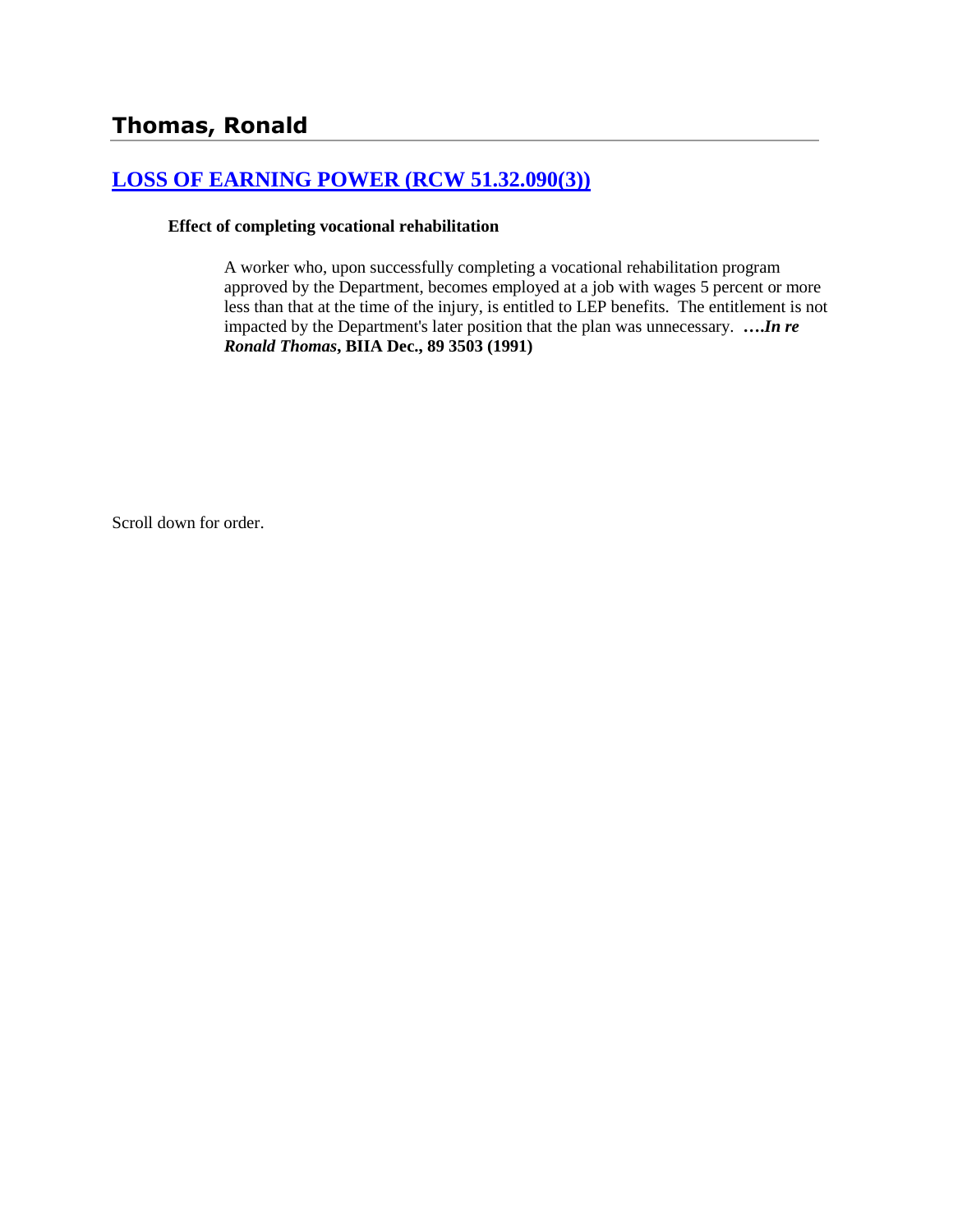# Thomas, Ronald

## [LOSS OF EARNING POWER (RCW 51.32.090(3))]()

**Effect of completing vocational rehabilitation**

A worker who, upon successfully completing a vocational rehabilitation program approved by the Department, becomes employed at a job with wages 5 percent or more less than that at the time of the injury, is entitled to LEP benefits. The entitlement is not impacted by the Department's later position that the plan was unnecessary. ***….In re Ronald Thomas*, BIIA Dec., 89 3503 (1991)**

Scroll down for order.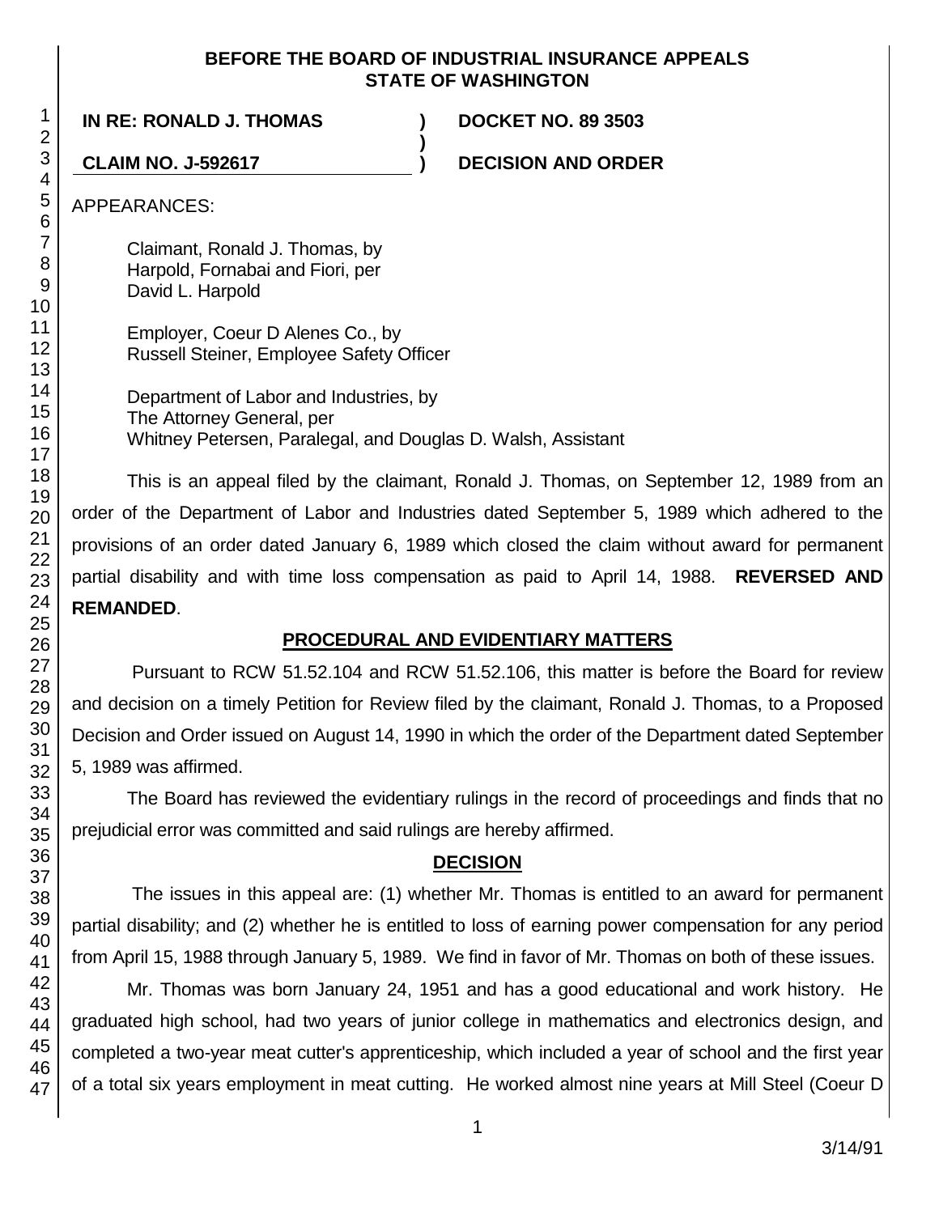**BEFORE THE BOARD OF INDUSTRIAL INSURANCE APPEALS**
**STATE OF WASHINGTON**

| | | |
|---|---|---|
| **IN RE: RONALD J. THOMAS** | **)** | **DOCKET NO. 89 3503** |
| | **)** | |
| **CLAIM NO. J-592617** | **)** | **DECISION AND ORDER** |

APPEARANCES:

Claimant, Ronald J. Thomas, by
Harpold, Fornabai and Fiori, per
David L. Harpold

Employer, Coeur D Alenes Co., by
Russell Steiner, Employee Safety Officer

Department of Labor and Industries, by
The Attorney General, per
Whitney Petersen, Paralegal, and Douglas D. Walsh, Assistant

This is an appeal filed by the claimant, Ronald J. Thomas, on September 12, 1989 from an order of the Department of Labor and Industries dated September 5, 1989 which adhered to the provisions of an order dated January 6, 1989 which closed the claim without award for permanent partial disability and with time loss compensation as paid to April 14, 1988. **REVERSED AND REMANDED**.

## PROCEDURAL AND EVIDENTIARY MATTERS

Pursuant to RCW 51.52.104 and RCW 51.52.106, this matter is before the Board for review and decision on a timely Petition for Review filed by the claimant, Ronald J. Thomas, to a Proposed Decision and Order issued on August 14, 1990 in which the order of the Department dated September 5, 1989 was affirmed.

The Board has reviewed the evidentiary rulings in the record of proceedings and finds that no prejudicial error was committed and said rulings are hereby affirmed.

## DECISION

The issues in this appeal are: (1) whether Mr. Thomas is entitled to an award for permanent partial disability; and (2) whether he is entitled to loss of earning power compensation for any period from April 15, 1988 through January 5, 1989. We find in favor of Mr. Thomas on both of these issues.

Mr. Thomas was born January 24, 1951 and has a good educational and work history. He graduated high school, had two years of junior college in mathematics and electronics design, and completed a two-year meat cutter's apprenticeship, which included a year of school and the first year of a total six years employment in meat cutting. He worked almost nine years at Mill Steel (Coeur D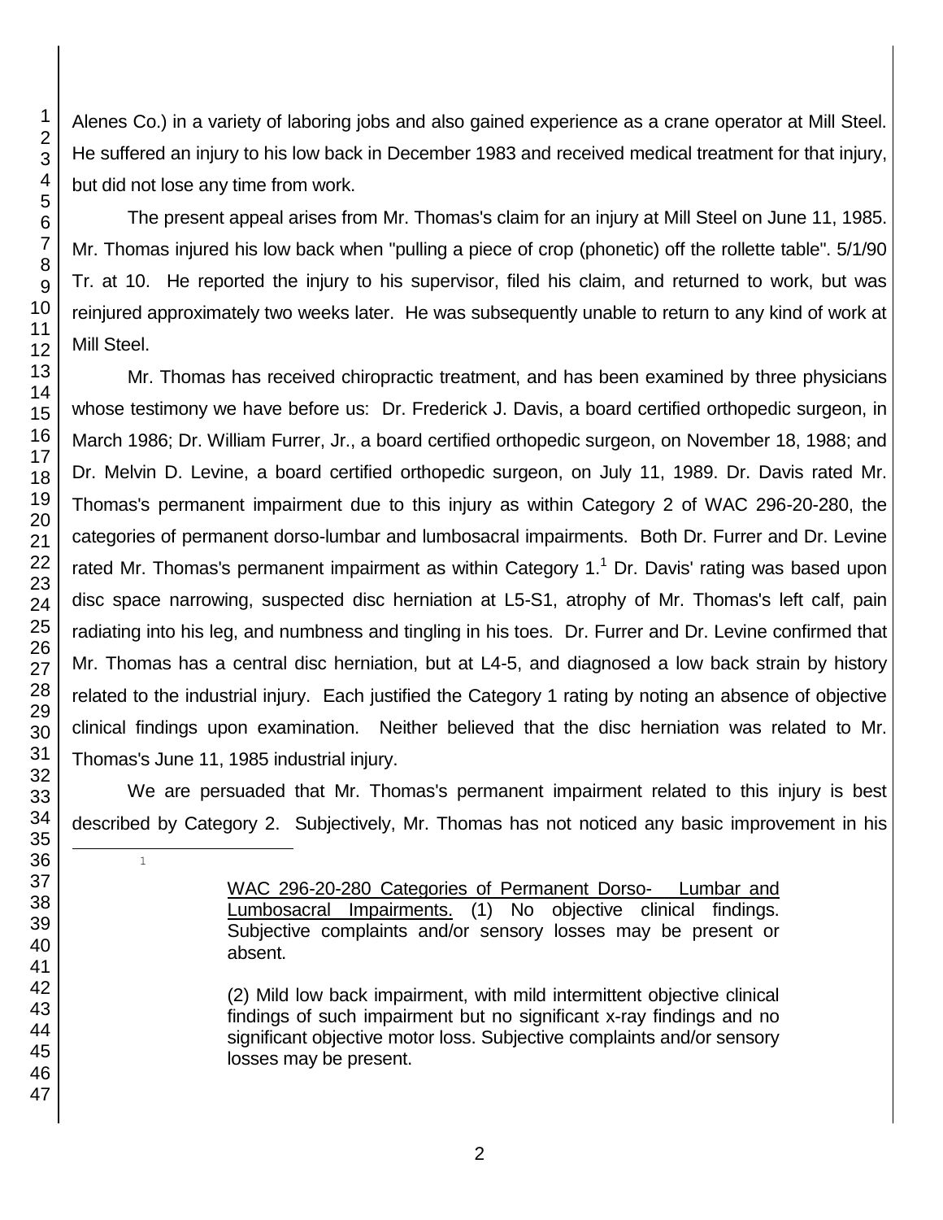Alenes Co.) in a variety of laboring jobs and also gained experience as a crane operator at Mill Steel. He suffered an injury to his low back in December 1983 and received medical treatment for that injury, but did not lose any time from work.

The present appeal arises from Mr. Thomas's claim for an injury at Mill Steel on June 11, 1985. Mr. Thomas injured his low back when "pulling a piece of crop (phonetic) off the rollette table". 5/1/90 Tr. at 10. He reported the injury to his supervisor, filed his claim, and returned to work, but was reinjured approximately two weeks later. He was subsequently unable to return to any kind of work at Mill Steel.

Mr. Thomas has received chiropractic treatment, and has been examined by three physicians whose testimony we have before us: Dr. Frederick J. Davis, a board certified orthopedic surgeon, in March 1986; Dr. William Furrer, Jr., a board certified orthopedic surgeon, on November 18, 1988; and Dr. Melvin D. Levine, a board certified orthopedic surgeon, on July 11, 1989. Dr. Davis rated Mr. Thomas's permanent impairment due to this injury as within Category 2 of WAC 296-20-280, the categories of permanent dorso-lumbar and lumbosacral impairments. Both Dr. Furrer and Dr. Levine rated Mr. Thomas's permanent impairment as within Category 1.[1] Dr. Davis' rating was based upon disc space narrowing, suspected disc herniation at L5-S1, atrophy of Mr. Thomas's left calf, pain radiating into his leg, and numbness and tingling in his toes. Dr. Furrer and Dr. Levine confirmed that Mr. Thomas has a central disc herniation, but at L4-5, and diagnosed a low back strain by history related to the industrial injury. Each justified the Category 1 rating by noting an absence of objective clinical findings upon examination. Neither believed that the disc herniation was related to Mr. Thomas's June 11, 1985 industrial injury.

We are persuaded that Mr. Thomas's permanent impairment related to this injury is best described by Category 2. Subjectively, Mr. Thomas has not noticed any basic improvement in his

---

[1]

> WAC 296-20-280 Categories of Permanent Dorso- Lumbar and Lumbosacral Impairments. (1) No objective clinical findings. Subjective complaints and/or sensory losses may be present or absent.
>
> (2) Mild low back impairment, with mild intermittent objective clinical findings of such impairment but no significant x-ray findings and no significant objective motor loss. Subjective complaints and/or sensory losses may be present.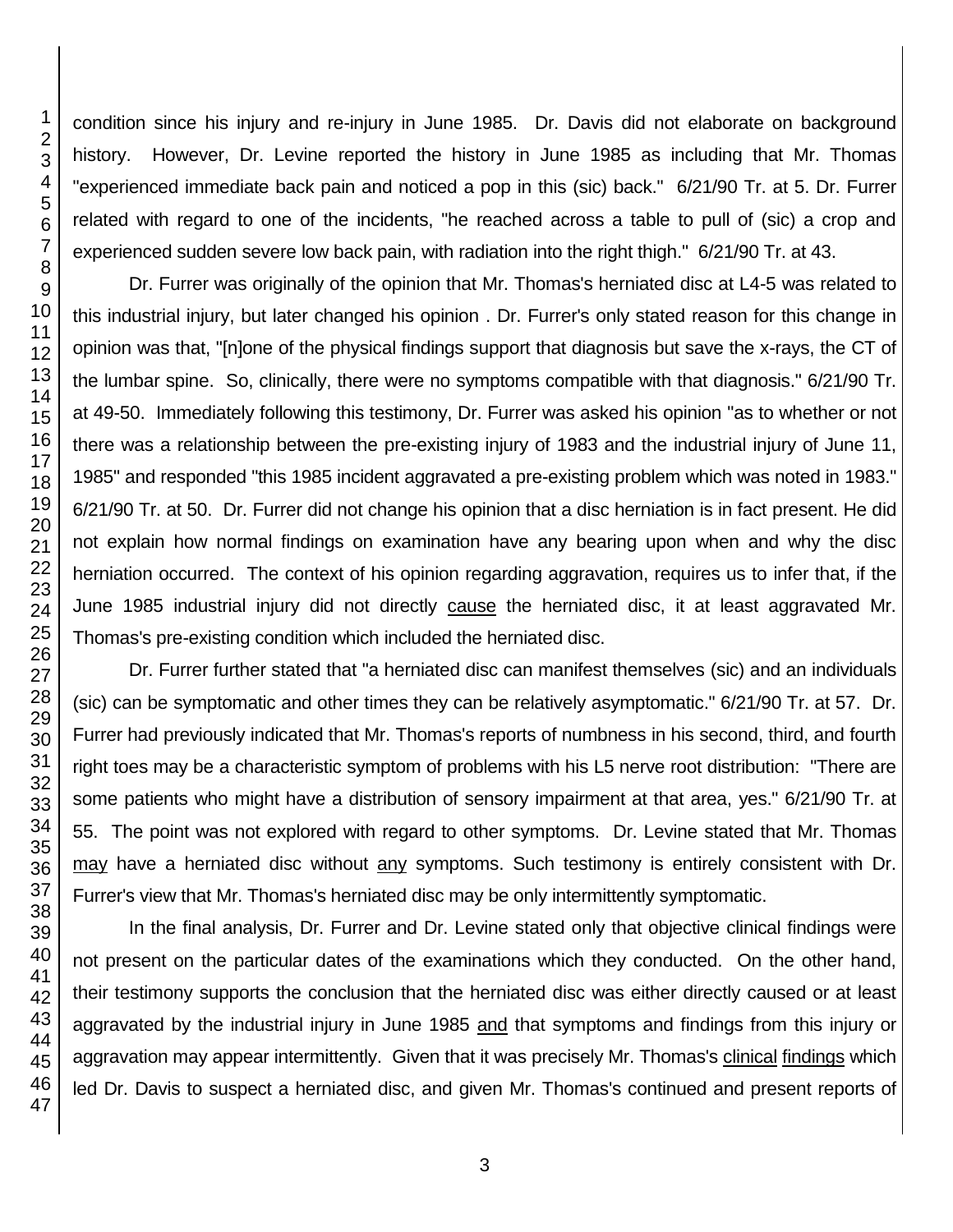condition since his injury and re-injury in June 1985. Dr. Davis did not elaborate on background history. However, Dr. Levine reported the history in June 1985 as including that Mr. Thomas "experienced immediate back pain and noticed a pop in this (sic) back." 6/21/90 Tr. at 5. Dr. Furrer related with regard to one of the incidents, "he reached across a table to pull of (sic) a crop and experienced sudden severe low back pain, with radiation into the right thigh." 6/21/90 Tr. at 43.

Dr. Furrer was originally of the opinion that Mr. Thomas's herniated disc at L4-5 was related to this industrial injury, but later changed his opinion . Dr. Furrer's only stated reason for this change in opinion was that, "[n]one of the physical findings support that diagnosis but save the x-rays, the CT of the lumbar spine. So, clinically, there were no symptoms compatible with that diagnosis." 6/21/90 Tr. at 49-50. Immediately following this testimony, Dr. Furrer was asked his opinion "as to whether or not there was a relationship between the pre-existing injury of 1983 and the industrial injury of June 11, 1985" and responded "this 1985 incident aggravated a pre-existing problem which was noted in 1983." 6/21/90 Tr. at 50. Dr. Furrer did not change his opinion that a disc herniation is in fact present. He did not explain how normal findings on examination have any bearing upon when and why the disc herniation occurred. The context of his opinion regarding aggravation, requires us to infer that, if the June 1985 industrial injury did not directly <u>cause</u> the herniated disc, it at least aggravated Mr. Thomas's pre-existing condition which included the herniated disc.

Dr. Furrer further stated that "a herniated disc can manifest themselves (sic) and an individuals (sic) can be symptomatic and other times they can be relatively asymptomatic." 6/21/90 Tr. at 57. Dr. Furrer had previously indicated that Mr. Thomas's reports of numbness in his second, third, and fourth right toes may be a characteristic symptom of problems with his L5 nerve root distribution: "There are some patients who might have a distribution of sensory impairment at that area, yes." 6/21/90 Tr. at 55. The point was not explored with regard to other symptoms. Dr. Levine stated that Mr. Thomas <u>may</u> have a herniated disc without <u>any</u> symptoms. Such testimony is entirely consistent with Dr. Furrer's view that Mr. Thomas's herniated disc may be only intermittently symptomatic.

In the final analysis, Dr. Furrer and Dr. Levine stated only that objective clinical findings were not present on the particular dates of the examinations which they conducted. On the other hand, their testimony supports the conclusion that the herniated disc was either directly caused or at least aggravated by the industrial injury in June 1985 <u>and</u> that symptoms and findings from this injury or aggravation may appear intermittently. Given that it was precisely Mr. Thomas's <u>clinical findings</u> which led Dr. Davis to suspect a herniated disc, and given Mr. Thomas's continued and present reports of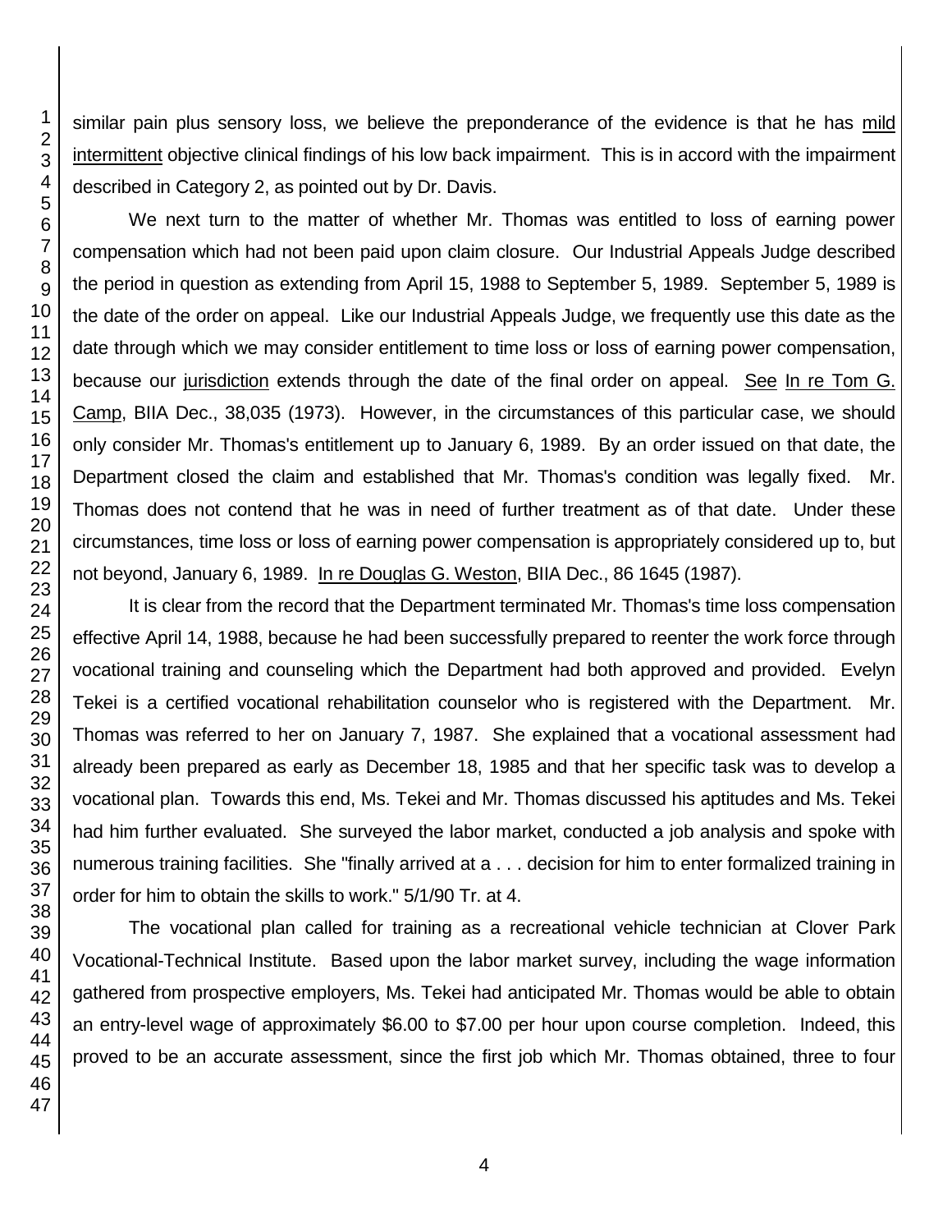similar pain plus sensory loss, we believe the preponderance of the evidence is that he has mild intermittent objective clinical findings of his low back impairment. This is in accord with the impairment described in Category 2, as pointed out by Dr. Davis.

We next turn to the matter of whether Mr. Thomas was entitled to loss of earning power compensation which had not been paid upon claim closure. Our Industrial Appeals Judge described the period in question as extending from April 15, 1988 to September 5, 1989. September 5, 1989 is the date of the order on appeal. Like our Industrial Appeals Judge, we frequently use this date as the date through which we may consider entitlement to time loss or loss of earning power compensation, because our jurisdiction extends through the date of the final order on appeal. See In re Tom G. Camp, BIIA Dec., 38,035 (1973). However, in the circumstances of this particular case, we should only consider Mr. Thomas's entitlement up to January 6, 1989. By an order issued on that date, the Department closed the claim and established that Mr. Thomas's condition was legally fixed. Mr. Thomas does not contend that he was in need of further treatment as of that date. Under these circumstances, time loss or loss of earning power compensation is appropriately considered up to, but not beyond, January 6, 1989. In re Douglas G. Weston, BIIA Dec., 86 1645 (1987).

It is clear from the record that the Department terminated Mr. Thomas's time loss compensation effective April 14, 1988, because he had been successfully prepared to reenter the work force through vocational training and counseling which the Department had both approved and provided. Evelyn Tekei is a certified vocational rehabilitation counselor who is registered with the Department. Mr. Thomas was referred to her on January 7, 1987. She explained that a vocational assessment had already been prepared as early as December 18, 1985 and that her specific task was to develop a vocational plan. Towards this end, Ms. Tekei and Mr. Thomas discussed his aptitudes and Ms. Tekei had him further evaluated. She surveyed the labor market, conducted a job analysis and spoke with numerous training facilities. She "finally arrived at a . . . decision for him to enter formalized training in order for him to obtain the skills to work." 5/1/90 Tr. at 4.

The vocational plan called for training as a recreational vehicle technician at Clover Park Vocational-Technical Institute. Based upon the labor market survey, including the wage information gathered from prospective employers, Ms. Tekei had anticipated Mr. Thomas would be able to obtain an entry-level wage of approximately $6.00 to $7.00 per hour upon course completion. Indeed, this proved to be an accurate assessment, since the first job which Mr. Thomas obtained, three to four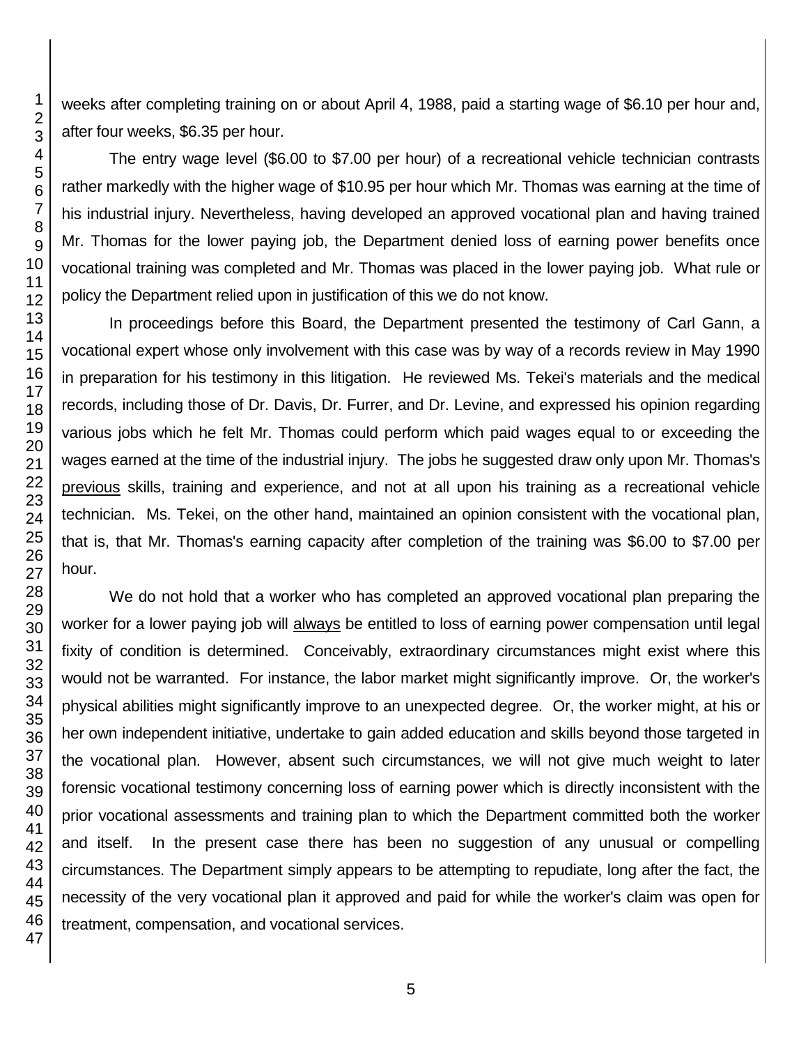weeks after completing training on or about April 4, 1988, paid a starting wage of $6.10 per hour and, after four weeks, $6.35 per hour.

The entry wage level ($6.00 to $7.00 per hour) of a recreational vehicle technician contrasts rather markedly with the higher wage of $10.95 per hour which Mr. Thomas was earning at the time of his industrial injury. Nevertheless, having developed an approved vocational plan and having trained Mr. Thomas for the lower paying job, the Department denied loss of earning power benefits once vocational training was completed and Mr. Thomas was placed in the lower paying job. What rule or policy the Department relied upon in justification of this we do not know.

In proceedings before this Board, the Department presented the testimony of Carl Gann, a vocational expert whose only involvement with this case was by way of a records review in May 1990 in preparation for his testimony in this litigation. He reviewed Ms. Tekei's materials and the medical records, including those of Dr. Davis, Dr. Furrer, and Dr. Levine, and expressed his opinion regarding various jobs which he felt Mr. Thomas could perform which paid wages equal to or exceeding the wages earned at the time of the industrial injury. The jobs he suggested draw only upon Mr. Thomas's previous skills, training and experience, and not at all upon his training as a recreational vehicle technician. Ms. Tekei, on the other hand, maintained an opinion consistent with the vocational plan, that is, that Mr. Thomas's earning capacity after completion of the training was $6.00 to $7.00 per hour.

We do not hold that a worker who has completed an approved vocational plan preparing the worker for a lower paying job will always be entitled to loss of earning power compensation until legal fixity of condition is determined. Conceivably, extraordinary circumstances might exist where this would not be warranted. For instance, the labor market might significantly improve. Or, the worker's physical abilities might significantly improve to an unexpected degree. Or, the worker might, at his or her own independent initiative, undertake to gain added education and skills beyond those targeted in the vocational plan. However, absent such circumstances, we will not give much weight to later forensic vocational testimony concerning loss of earning power which is directly inconsistent with the prior vocational assessments and training plan to which the Department committed both the worker and itself. In the present case there has been no suggestion of any unusual or compelling circumstances. The Department simply appears to be attempting to repudiate, long after the fact, the necessity of the very vocational plan it approved and paid for while the worker's claim was open for treatment, compensation, and vocational services.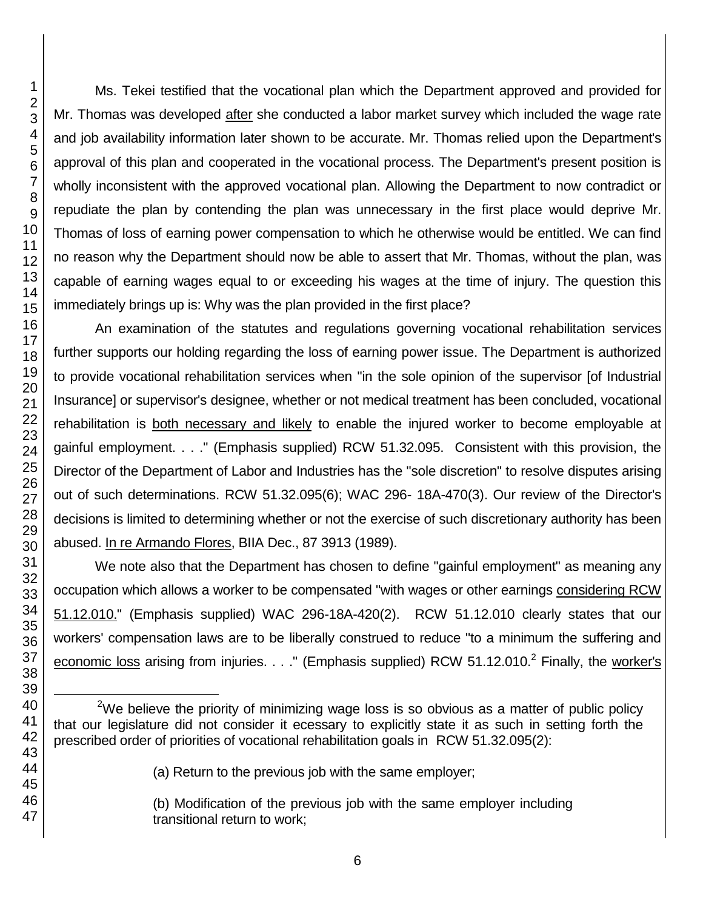Ms. Tekei testified that the vocational plan which the Department approved and provided for Mr. Thomas was developed after she conducted a labor market survey which included the wage rate and job availability information later shown to be accurate. Mr. Thomas relied upon the Department's approval of this plan and cooperated in the vocational process. The Department's present position is wholly inconsistent with the approved vocational plan. Allowing the Department to now contradict or repudiate the plan by contending the plan was unnecessary in the first place would deprive Mr. Thomas of loss of earning power compensation to which he otherwise would be entitled. We can find no reason why the Department should now be able to assert that Mr. Thomas, without the plan, was capable of earning wages equal to or exceeding his wages at the time of injury. The question this immediately brings up is: Why was the plan provided in the first place?

An examination of the statutes and regulations governing vocational rehabilitation services further supports our holding regarding the loss of earning power issue. The Department is authorized to provide vocational rehabilitation services when "in the sole opinion of the supervisor [of Industrial Insurance] or supervisor's designee, whether or not medical treatment has been concluded, vocational rehabilitation is both necessary and likely to enable the injured worker to become employable at gainful employment. . . ." (Emphasis supplied) RCW 51.32.095. Consistent with this provision, the Director of the Department of Labor and Industries has the "sole discretion" to resolve disputes arising out of such determinations. RCW 51.32.095(6); WAC 296- 18A-470(3). Our review of the Director's decisions is limited to determining whether or not the exercise of such discretionary authority has been abused. In re Armando Flores, BIIA Dec., 87 3913 (1989).

We note also that the Department has chosen to define "gainful employment" as meaning any occupation which allows a worker to be compensated "with wages or other earnings considering RCW 51.12.010." (Emphasis supplied) WAC 296-18A-420(2). RCW 51.12.010 clearly states that our workers' compensation laws are to be liberally construed to reduce "to a minimum the suffering and economic loss arising from injuries. . . ." (Emphasis supplied) RCW 51.12.010.[2] Finally, the worker's

[2] We believe the priority of minimizing wage loss is so obvious as a matter of public policy that our legislature did not consider it ecessary to explicitly state it as such in setting forth the prescribed order of priorities of vocational rehabilitation goals in RCW 51.32.095(2):

(a) Return to the previous job with the same employer;

(b) Modification of the previous job with the same employer including transitional return to work;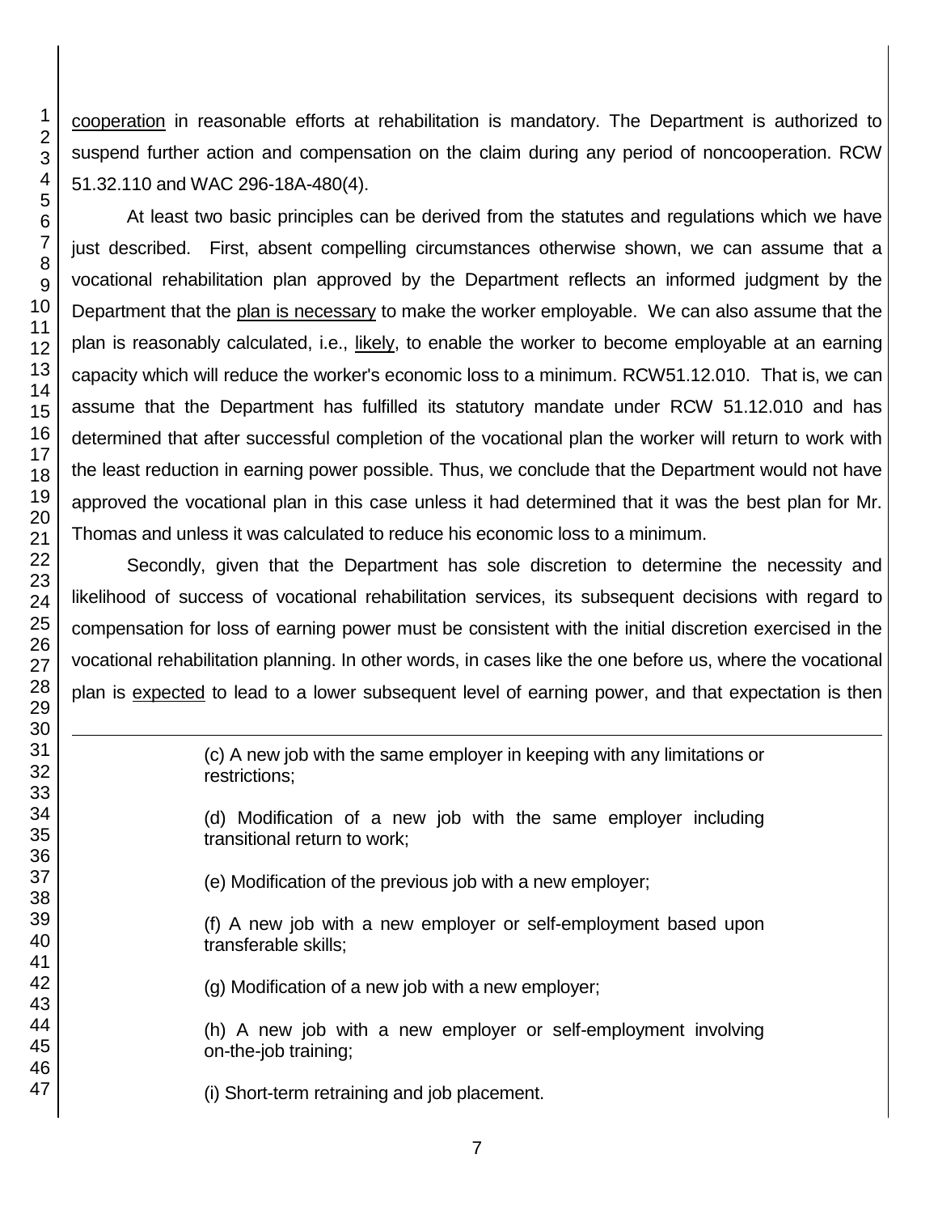cooperation in reasonable efforts at rehabilitation is mandatory. The Department is authorized to suspend further action and compensation on the claim during any period of noncooperation. RCW 51.32.110 and WAC 296-18A-480(4).

At least two basic principles can be derived from the statutes and regulations which we have just described. First, absent compelling circumstances otherwise shown, we can assume that a vocational rehabilitation plan approved by the Department reflects an informed judgment by the Department that the plan is necessary to make the worker employable. We can also assume that the plan is reasonably calculated, i.e., likely, to enable the worker to become employable at an earning capacity which will reduce the worker's economic loss to a minimum. RCW51.12.010. That is, we can assume that the Department has fulfilled its statutory mandate under RCW 51.12.010 and has determined that after successful completion of the vocational plan the worker will return to work with the least reduction in earning power possible. Thus, we conclude that the Department would not have approved the vocational plan in this case unless it had determined that it was the best plan for Mr. Thomas and unless it was calculated to reduce his economic loss to a minimum.

Secondly, given that the Department has sole discretion to determine the necessity and likelihood of success of vocational rehabilitation services, its subsequent decisions with regard to compensation for loss of earning power must be consistent with the initial discretion exercised in the vocational rehabilitation planning. In other words, in cases like the one before us, where the vocational plan is expected to lead to a lower subsequent level of earning power, and that expectation is then

---

(c) A new job with the same employer in keeping with any limitations or restrictions;

(d) Modification of a new job with the same employer including transitional return to work;

(e) Modification of the previous job with a new employer;

(f) A new job with a new employer or self-employment based upon transferable skills;

(g) Modification of a new job with a new employer;

(h) A new job with a new employer or self-employment involving on-the-job training;

(i) Short-term retraining and job placement.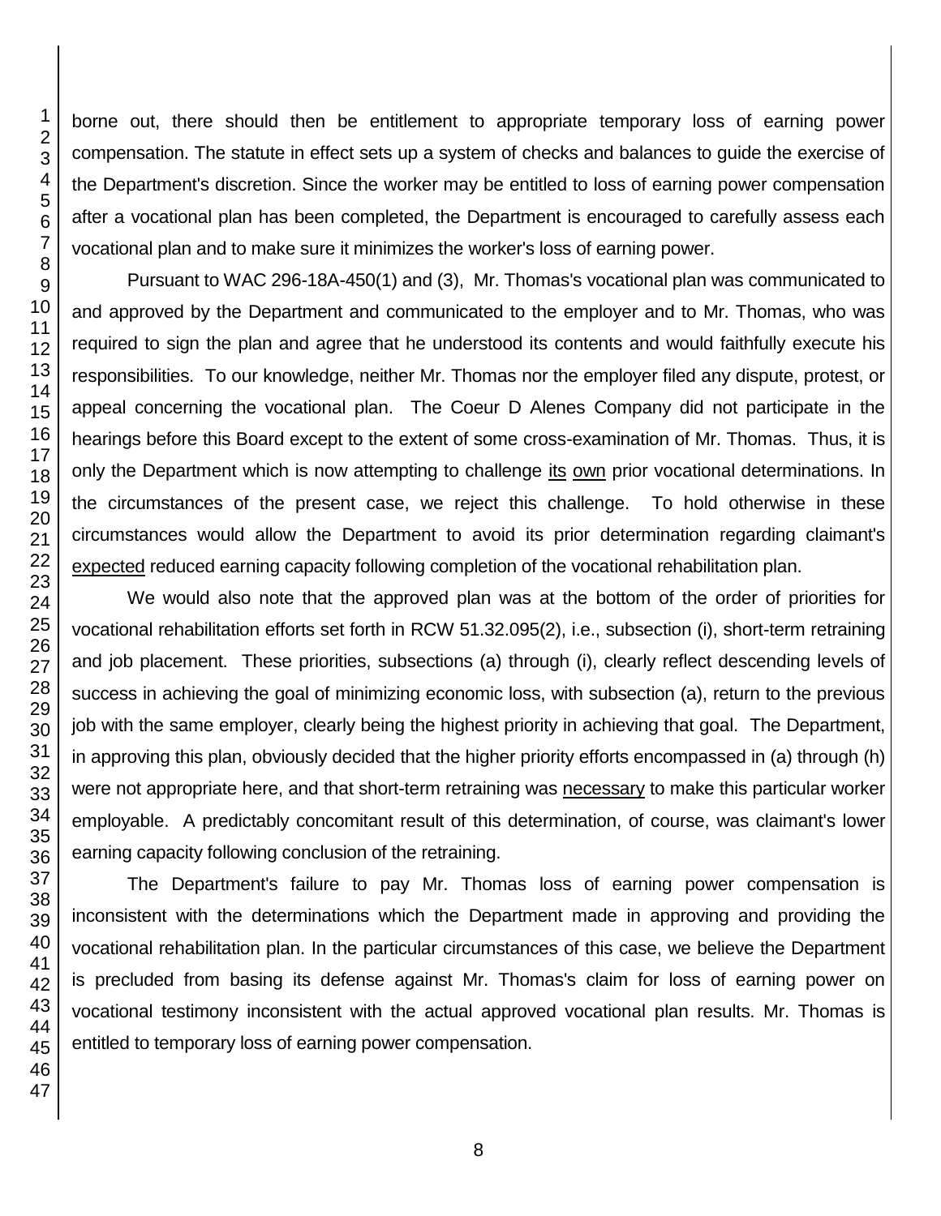borne out, there should then be entitlement to appropriate temporary loss of earning power compensation. The statute in effect sets up a system of checks and balances to guide the exercise of the Department's discretion. Since the worker may be entitled to loss of earning power compensation after a vocational plan has been completed, the Department is encouraged to carefully assess each vocational plan and to make sure it minimizes the worker's loss of earning power.

Pursuant to WAC 296-18A-450(1) and (3), Mr. Thomas's vocational plan was communicated to and approved by the Department and communicated to the employer and to Mr. Thomas, who was required to sign the plan and agree that he understood its contents and would faithfully execute his responsibilities. To our knowledge, neither Mr. Thomas nor the employer filed any dispute, protest, or appeal concerning the vocational plan. The Coeur D Alenes Company did not participate in the hearings before this Board except to the extent of some cross-examination of Mr. Thomas. Thus, it is only the Department which is now attempting to challenge <u>its</u> <u>own</u> prior vocational determinations. In the circumstances of the present case, we reject this challenge. To hold otherwise in these circumstances would allow the Department to avoid its prior determination regarding claimant's <u>expected</u> reduced earning capacity following completion of the vocational rehabilitation plan.

We would also note that the approved plan was at the bottom of the order of priorities for vocational rehabilitation efforts set forth in RCW 51.32.095(2), i.e., subsection (i), short-term retraining and job placement. These priorities, subsections (a) through (i), clearly reflect descending levels of success in achieving the goal of minimizing economic loss, with subsection (a), return to the previous job with the same employer, clearly being the highest priority in achieving that goal. The Department, in approving this plan, obviously decided that the higher priority efforts encompassed in (a) through (h) were not appropriate here, and that short-term retraining was <u>necessary</u> to make this particular worker employable. A predictably concomitant result of this determination, of course, was claimant's lower earning capacity following conclusion of the retraining.

The Department's failure to pay Mr. Thomas loss of earning power compensation is inconsistent with the determinations which the Department made in approving and providing the vocational rehabilitation plan. In the particular circumstances of this case, we believe the Department is precluded from basing its defense against Mr. Thomas's claim for loss of earning power on vocational testimony inconsistent with the actual approved vocational plan results. Mr. Thomas is entitled to temporary loss of earning power compensation.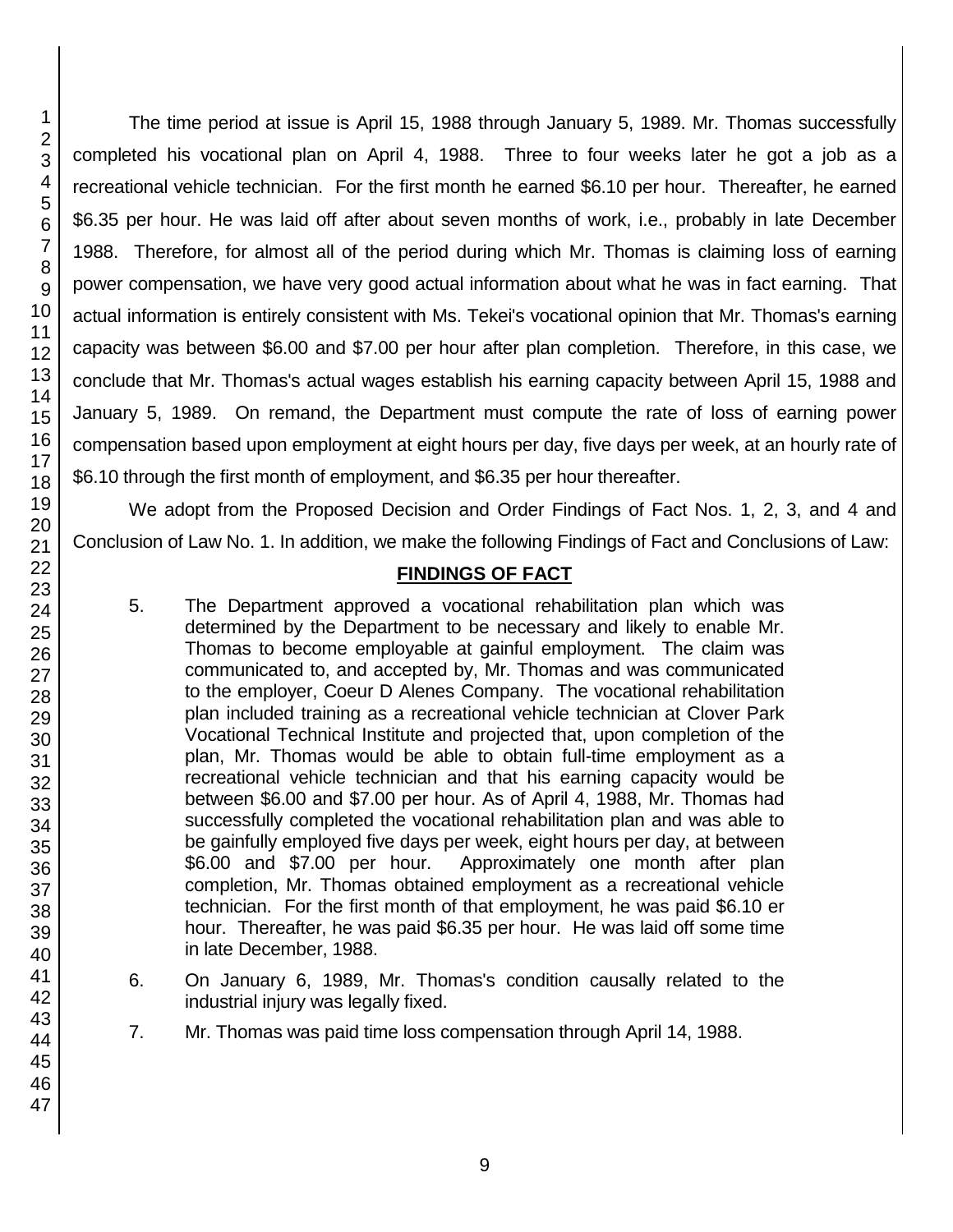The time period at issue is April 15, 1988 through January 5, 1989. Mr. Thomas successfully completed his vocational plan on April 4, 1988. Three to four weeks later he got a job as a recreational vehicle technician. For the first month he earned $6.10 per hour. Thereafter, he earned $6.35 per hour. He was laid off after about seven months of work, i.e., probably in late December 1988. Therefore, for almost all of the period during which Mr. Thomas is claiming loss of earning power compensation, we have very good actual information about what he was in fact earning. That actual information is entirely consistent with Ms. Tekei's vocational opinion that Mr. Thomas's earning capacity was between $6.00 and $7.00 per hour after plan completion. Therefore, in this case, we conclude that Mr. Thomas's actual wages establish his earning capacity between April 15, 1988 and January 5, 1989. On remand, the Department must compute the rate of loss of earning power compensation based upon employment at eight hours per day, five days per week, at an hourly rate of $6.10 through the first month of employment, and $6.35 per hour thereafter.

We adopt from the Proposed Decision and Order Findings of Fact Nos. 1, 2, 3, and 4 and Conclusion of Law No. 1. In addition, we make the following Findings of Fact and Conclusions of Law:

## FINDINGS OF FACT

5. The Department approved a vocational rehabilitation plan which was determined by the Department to be necessary and likely to enable Mr. Thomas to become employable at gainful employment. The claim was communicated to, and accepted by, Mr. Thomas and was communicated to the employer, Coeur D Alenes Company. The vocational rehabilitation plan included training as a recreational vehicle technician at Clover Park Vocational Technical Institute and projected that, upon completion of the plan, Mr. Thomas would be able to obtain full-time employment as a recreational vehicle technician and that his earning capacity would be between $6.00 and $7.00 per hour. As of April 4, 1988, Mr. Thomas had successfully completed the vocational rehabilitation plan and was able to be gainfully employed five days per week, eight hours per day, at between $6.00 and $7.00 per hour. Approximately one month after plan completion, Mr. Thomas obtained employment as a recreational vehicle technician. For the first month of that employment, he was paid $6.10 er hour. Thereafter, he was paid $6.35 per hour. He was laid off some time in late December, 1988.

6. On January 6, 1989, Mr. Thomas's condition causally related to the industrial injury was legally fixed.

7. Mr. Thomas was paid time loss compensation through April 14, 1988.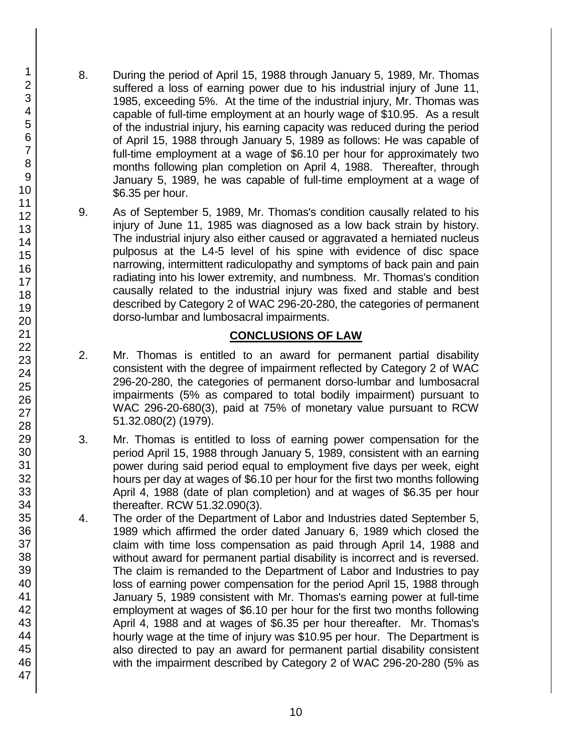8. During the period of April 15, 1988 through January 5, 1989, Mr. Thomas suffered a loss of earning power due to his industrial injury of June 11, 1985, exceeding 5%. At the time of the industrial injury, Mr. Thomas was capable of full-time employment at an hourly wage of $10.95. As a result of the industrial injury, his earning capacity was reduced during the period of April 15, 1988 through January 5, 1989 as follows: He was capable of full-time employment at a wage of $6.10 per hour for approximately two months following plan completion on April 4, 1988. Thereafter, through January 5, 1989, he was capable of full-time employment at a wage of $6.35 per hour.

9. As of September 5, 1989, Mr. Thomas's condition causally related to his injury of June 11, 1985 was diagnosed as a low back strain by history. The industrial injury also either caused or aggravated a herniated nucleus pulposus at the L4-5 level of his spine with evidence of disc space narrowing, intermittent radiculopathy and symptoms of back pain and pain radiating into his lower extremity, and numbness. Mr. Thomas's condition causally related to the industrial injury was fixed and stable and best described by Category 2 of WAC 296-20-280, the categories of permanent dorso-lumbar and lumbosacral impairments.

## CONCLUSIONS OF LAW

2. Mr. Thomas is entitled to an award for permanent partial disability consistent with the degree of impairment reflected by Category 2 of WAC 296-20-280, the categories of permanent dorso-lumbar and lumbosacral impairments (5% as compared to total bodily impairment) pursuant to WAC 296-20-680(3), paid at 75% of monetary value pursuant to RCW 51.32.080(2) (1979).

3. Mr. Thomas is entitled to loss of earning power compensation for the period April 15, 1988 through January 5, 1989, consistent with an earning power during said period equal to employment five days per week, eight hours per day at wages of $6.10 per hour for the first two months following April 4, 1988 (date of plan completion) and at wages of $6.35 per hour thereafter. RCW 51.32.090(3).

4. The order of the Department of Labor and Industries dated September 5, 1989 which affirmed the order dated January 6, 1989 which closed the claim with time loss compensation as paid through April 14, 1988 and without award for permanent partial disability is incorrect and is reversed. The claim is remanded to the Department of Labor and Industries to pay loss of earning power compensation for the period April 15, 1988 through January 5, 1989 consistent with Mr. Thomas's earning power at full-time employment at wages of $6.10 per hour for the first two months following April 4, 1988 and at wages of $6.35 per hour thereafter. Mr. Thomas's hourly wage at the time of injury was $10.95 per hour. The Department is also directed to pay an award for permanent partial disability consistent with the impairment described by Category 2 of WAC 296-20-280 (5% as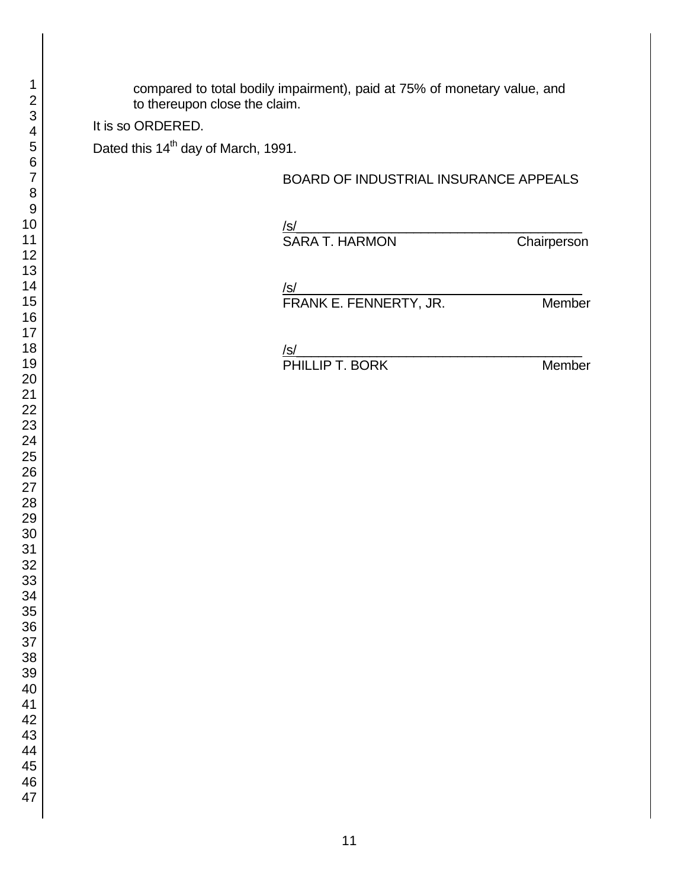compared to total bodily impairment), paid at 75% of monetary value, and to thereupon close the claim.

It is so ORDERED.

Dated this 14th day of March, 1991.

BOARD OF INDUSTRIAL INSURANCE APPEALS

/s/
SARA T. HARMON Chairperson

/s/
FRANK E. FENNERTY, JR. Member

/s/
PHILLIP T. BORK Member